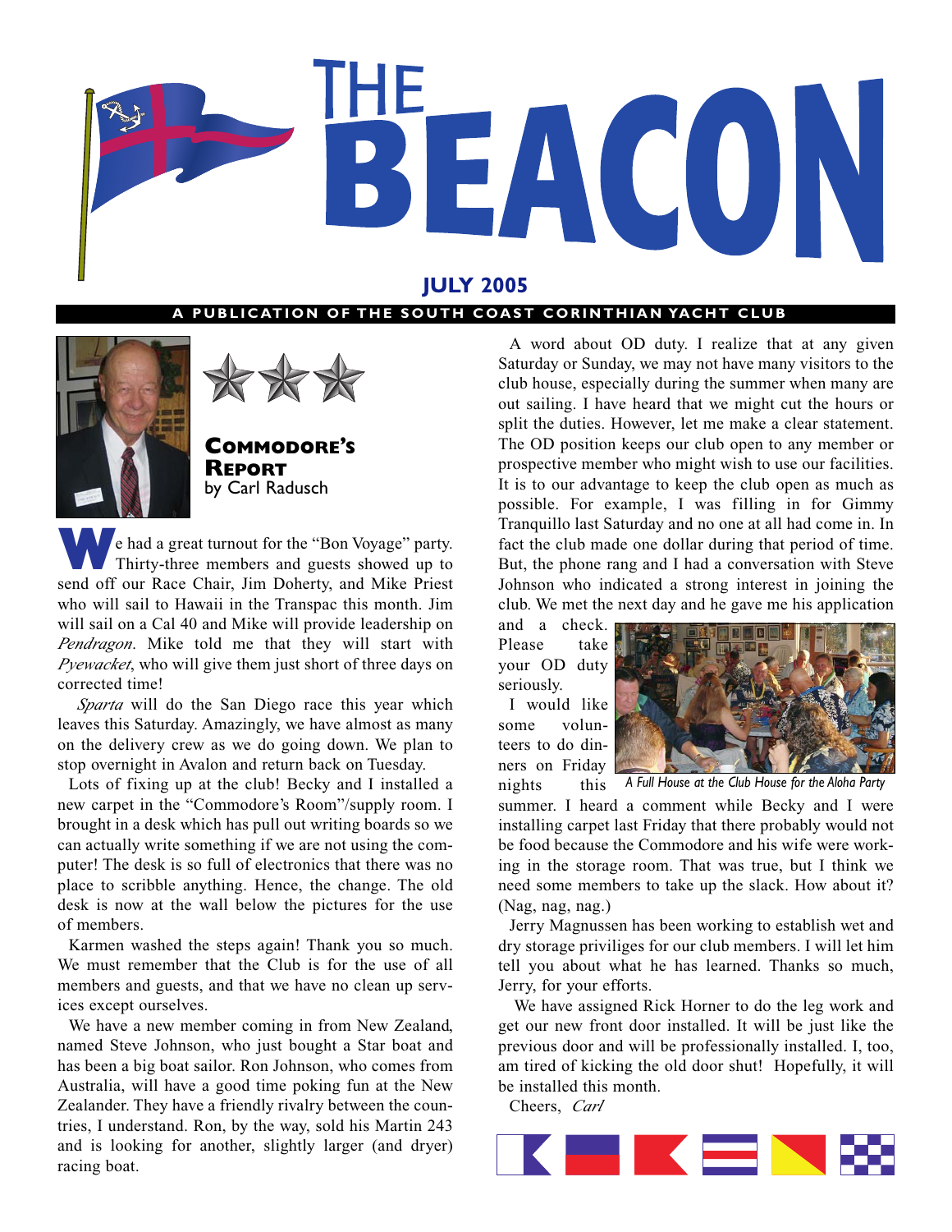# THE BEACON

**JULY 2005**

**A PUBLICATION OF THE SOUTH COAST CORINTHIAN YACHT CLUB**

## Commodore's Report
by Carl Radusch

We had a great turnout for the "Bon Voyage" party. Thirty-three members and guests showed up to send off our Race Chair, Jim Doherty, and Mike Priest who will sail to Hawaii in the Transpac this month. Jim will sail on a Cal 40 and Mike will provide leadership on *Pendragon*. Mike told me that they will start with *Pyewacket*, who will give them just short of three days on corrected time!

*Sparta* will do the San Diego race this year which leaves this Saturday. Amazingly, we have almost as many on the delivery crew as we do going down. We plan to stop overnight in Avalon and return back on Tuesday.

Lots of fixing up at the club! Becky and I installed a new carpet in the "Commodore's Room"/supply room. I brought in a desk which has pull out writing boards so we can actually write something if we are not using the computer! The desk is so full of electronics that there was no place to scribble anything. Hence, the change. The old desk is now at the wall below the pictures for the use of members.

Karmen washed the steps again! Thank you so much. We must remember that the Club is for the use of all members and guests, and that we have no clean up services except ourselves.

We have a new member coming in from New Zealand, named Steve Johnson, who just bought a Star boat and has been a big boat sailor. Ron Johnson, who comes from Australia, will have a good time poking fun at the New Zealander. They have a friendly rivalry between the countries, I understand. Ron, by the way, sold his Martin 243 and is looking for another, slightly larger (and dryer) racing boat.

A word about OD duty. I realize that at any given Saturday or Sunday, we may not have many visitors to the club house, especially during the summer when many are out sailing. I have heard that we might cut the hours or split the duties. However, let me make a clear statement. The OD position keeps our club open to any member or prospective member who might wish to use our facilities. It is to our advantage to keep the club open as much as possible. For example, I was filling in for Gimmy Tranquillo last Saturday and no one at all had come in. In fact the club made one dollar during that period of time. But, the phone rang and I had a conversation with Steve Johnson who indicated a strong interest in joining the club. We met the next day and he gave me his application and a check. Please take your OD duty seriously.

*A Full House at the Club House for the Aloha Party*

I would like some volunteers to do dinners on Friday nights this summer. I heard a comment while Becky and I were installing carpet last Friday that there probably would not be food because the Commodore and his wife were working in the storage room. That was true, but I think we need some members to take up the slack. How about it? (Nag, nag, nag.)

Jerry Magnussen has been working to establish wet and dry storage priviliges for our club members. I will let him tell you about what he has learned. Thanks so much, Jerry, for your efforts.

We have assigned Rick Horner to do the leg work and get our new front door installed. It will be just like the previous door and will be professionally installed. I, too, am tired of kicking the old door shut! Hopefully, it will be installed this month.

Cheers, *Carl*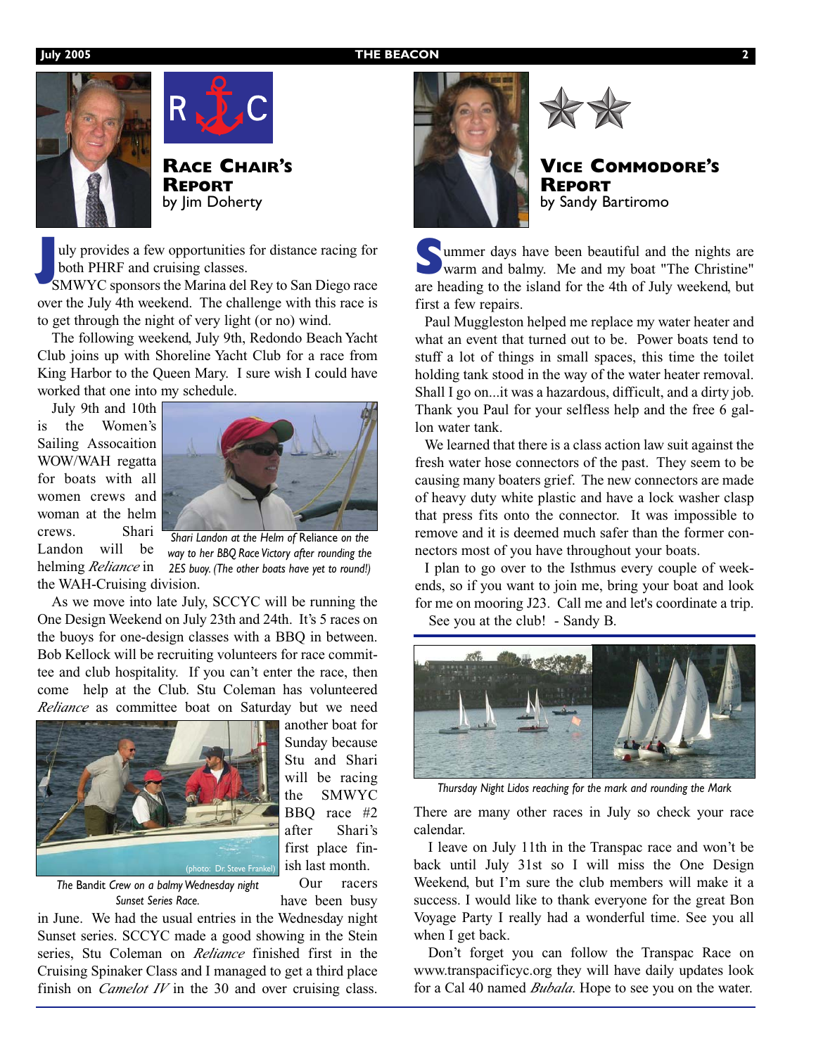## Race Chair's Report
by Jim Doherty

July provides a few opportunities for distance racing for both PHRF and cruising classes.

SMWYC sponsors the Marina del Rey to San Diego race over the July 4th weekend. The challenge with this race is to get through the night of very light (or no) wind.

The following weekend, July 9th, Redondo Beach Yacht Club joins up with Shoreline Yacht Club for a race from King Harbor to the Queen Mary. I sure wish I could have worked that one into my schedule.

July 9th and 10th is the Women's Sailing Assocation WOW/WAH regatta for boats with all women crews and woman at the helm crews. Shari Landon will be helming *Reliance* in the WAH-Cruising division.

*Shari Landon at the Helm of* Reliance *on the way to her BBQ Race Victory after rounding the 2ES buoy. (The other boats have yet to round!)*

As we move into late July, SCCYC will be running the One Design Weekend on July 23th and 24th. It's 5 races on the buoys for one-design classes with a BBQ in between. Bob Kellock will be recruiting volunteers for race committee and club hospitality. If you can't enter the race, then come help at the Club. Stu Coleman has volunteered *Reliance* as committee boat on Saturday but we need another boat for Sunday because Stu and Shari will be racing the SMWYC BBQ race #2 after Shari's first place finish last month.

(photo: Dr. Steve Frankel)

*The* Bandit *Crew on a balmy Wednesday night Sunset Series Race.*

Our racers have been busy in June. We had the usual entries in the Wednesday night Sunset series. SCCYC made a good showing in the Stein series, Stu Coleman on *Reliance* finished first in the Cruising Spinaker Class and I managed to get a third place finish on *Camelot IV* in the 30 and over cruising class. There are many other races in July so check your race calendar.

I leave on July 11th in the Transpac race and won't be back until July 31st so I will miss the One Design Weekend, but I'm sure the club members will make it a success. I would like to thank everyone for the great Bon Voyage Party I really had a wonderful time. See you all when I get back.

Don't forget you can follow the Transpac Race on www.transpacificyc.org they will have daily updates look for a Cal 40 named *Bubala*. Hope to see you on the water.

## Vice Commodore's Report
by Sandy Bartiromo

Summer days have been beautiful and the nights are warm and balmy. Me and my boat "The Christine" are heading to the island for the 4th of July weekend, but first a few repairs.

Paul Muggleston helped me replace my water heater and what an event that turned out to be. Power boats tend to stuff a lot of things in small spaces, this time the toilet holding tank stood in the way of the water heater removal. Shall I go on...it was a hazardous, difficult, and a dirty job. Thank you Paul for your selfless help and the free 6 gallon water tank.

We learned that there is a class action law suit against the fresh water hose connectors of the past. They seem to be causing many boaters grief. The new connectors are made of heavy duty white plastic and have a lock washer clasp that press fits onto the connector. It was impossible to remove and it is deemed much safer than the former connectors most of you have throughout your boats.

I plan to go over to the Isthmus every couple of weekends, so if you want to join me, bring your boat and look for me on mooring J23. Call me and let's coordinate a trip.

See you at the club! - Sandy B.

*Thursday Night Lidos reaching for the mark and rounding the Mark*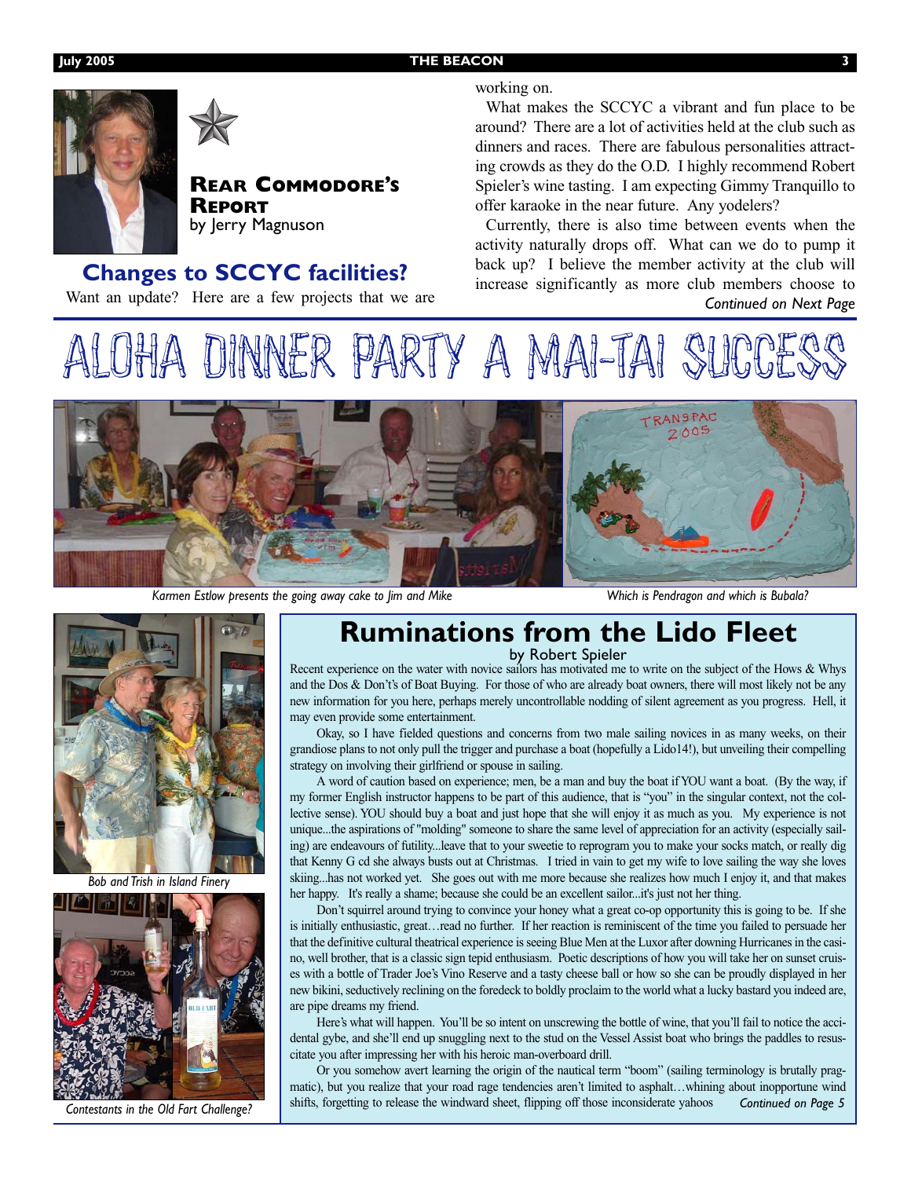## Rear Commodore's Report

by Jerry Magnuson

### Changes to SCCYC facilities?

Want an update? Here are a few projects that we are working on.

What makes the SCCYC a vibrant and fun place to be around? There are a lot of activities held at the club such as dinners and races. There are fabulous personalities attracting crowds as they do the O.D. I highly recommend Robert Spieler's wine tasting. I am expecting Gimmy Tranquillo to offer karaoke in the near future. Any yodelers?

Currently, there is also time between events when the activity naturally drops off. What can we do to pump it back up? I believe the member activity at the club will increase significantly as more club members choose to

*Continued on Next Page*

# ALOHA DINNER PARTY A MAI-TAI SUCCESS

*Karmen Estlow presents the going away cake to Jim and Mike*

*Which is Pendragon and which is Bubala?*

*Bob and Trish in Island Finery*

*Contestants in the Old Fart Challenge?*

## Ruminations from the Lido Fleet

by Robert Spieler

Recent experience on the water with novice sailors has motivated me to write on the subject of the Hows & Whys and the Dos & Don't's of Boat Buying. For those of who are already boat owners, there will most likely not be any new information for you here, perhaps merely uncontrollable nodding of silent agreement as you progress. Hell, it may even provide some entertainment.

Okay, so I have fielded questions and concerns from two male sailing novices in as many weeks, on their grandiose plans to not only pull the trigger and purchase a boat (hopefully a Lido14!), but unveiling their compelling strategy on involving their girlfriend or spouse in sailing.

A word of caution based on experience; men, be a man and buy the boat if YOU want a boat. (By the way, if my former English instructor happens to be part of this audience, that is "you" in the singular context, not the collective sense). YOU should buy a boat and just hope that she will enjoy it as much as you. My experience is not unique...the aspirations of "molding" someone to share the same level of appreciation for an activity (especially sailing) are endeavours of futility...leave that to your sweetie to reprogram you to make your socks match, or really dig that Kenny G cd she always busts out at Christmas. I tried in vain to get my wife to love sailing the way she loves skiing...has not worked yet. She goes out with me more because she realizes how much I enjoy it, and that makes her happy. It's really a shame; because she could be an excellent sailor...it's just not her thing.

Don't squirrel around trying to convince your honey what a great co-op opportunity this is going to be. If she is initially enthusiastic, great…read no further. If her reaction is reminiscent of the time you failed to persuade her that the definitive cultural theatrical experience is seeing Blue Men at the Luxor after downing Hurricanes in the casino, well brother, that is a classic sign tepid enthusiasm. Poetic descriptions of how you will take her on sunset cruises with a bottle of Trader Joe's Vino Reserve and a tasty cheese ball or how so she can be proudly displayed in her new bikini, seductively reclining on the foredeck to boldly proclaim to the world what a lucky bastard you indeed are, are pipe dreams my friend.

Here's what will happen. You'll be so intent on unscrewing the bottle of wine, that you'll fail to notice the accidental gybe, and she'll end up snuggling next to the stud on the Vessel Assist boat who brings the paddles to resuscitate you after impressing her with his heroic man-overboard drill.

Or you somehow avert learning the origin of the nautical term "boom" (sailing terminology is brutally pragmatic), but you realize that your road rage tendencies aren't limited to asphalt…whining about inopportune wind shifts, forgetting to release the windward sheet, flipping off those inconsiderate yahoos

*Continued on Page 5*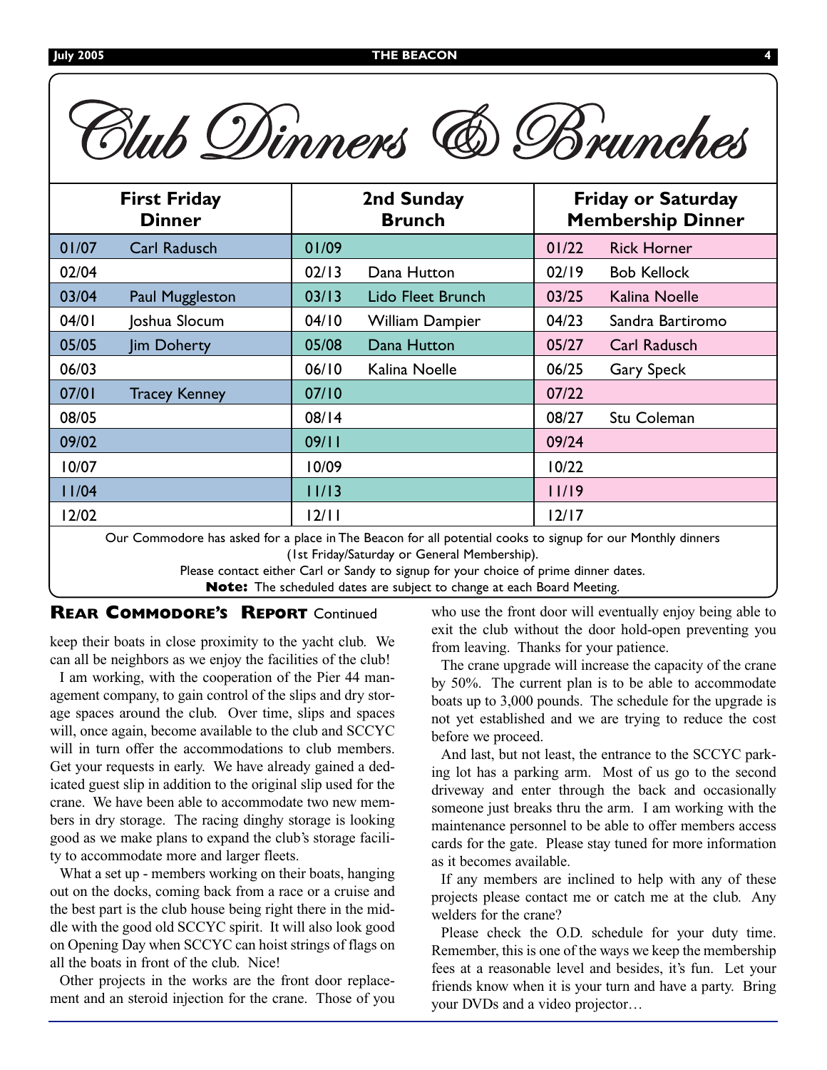# Club Dinners & Brunches

| First Friday Dinner | | 2nd Sunday Brunch | | Friday or Saturday Membership Dinner | |
|---|---|---|---|---|---|
| 01/07 | Carl Radusch | 01/09 | | 01/22 | Rick Horner |
| 02/04 | | 02/13 | Dana Hutton | 02/19 | Bob Kellock |
| 03/04 | Paul Muggleston | 03/13 | Lido Fleet Brunch | 03/25 | Kalina Noelle |
| 04/01 | Joshua Slocum | 04/10 | William Dampier | 04/23 | Sandra Bartiromo |
| 05/05 | Jim Doherty | 05/08 | Dana Hutton | 05/27 | Carl Radusch |
| 06/03 | | 06/10 | Kalina Noelle | 06/25 | Gary Speck |
| 07/01 | Tracey Kenney | 07/10 | | 07/22 | |
| 08/05 | | 08/14 | | 08/27 | Stu Coleman |
| 09/02 | | 09/11 | | 09/24 | |
| 10/07 | | 10/09 | | 10/22 | |
| 11/04 | | 11/13 | | 11/19 | |
| 12/02 | | 12/11 | | 12/17 | |

Our Commodore has asked for a place in The Beacon for all potential cooks to signup for our Monthly dinners (1st Friday/Saturday or General Membership).

Please contact either Carl or Sandy to signup for your choice of prime dinner dates.

**Note:** The scheduled dates are subject to change at each Board Meeting.

## Rear Commodore's Report Continued

keep their boats in close proximity to the yacht club. We can all be neighbors as we enjoy the facilities of the club!

I am working, with the cooperation of the Pier 44 management company, to gain control of the slips and dry storage spaces around the club. Over time, slips and spaces will, once again, become available to the club and SCCYC will in turn offer the accommodations to club members. Get your requests in early. We have already gained a dedicated guest slip in addition to the original slip used for the crane. We have been able to accommodate two new members in dry storage. The racing dinghy storage is looking good as we make plans to expand the club's storage facility to accommodate more and larger fleets.

What a set up - members working on their boats, hanging out on the docks, coming back from a race or a cruise and the best part is the club house being right there in the middle with the good old SCCYC spirit. It will also look good on Opening Day when SCCYC can hoist strings of flags on all the boats in front of the club. Nice!

Other projects in the works are the front door replacement and an steroid injection for the crane. Those of you who use the front door will eventually enjoy being able to exit the club without the door hold-open preventing you from leaving. Thanks for your patience.

The crane upgrade will increase the capacity of the crane by 50%. The current plan is to be able to accommodate boats up to 3,000 pounds. The schedule for the upgrade is not yet established and we are trying to reduce the cost before we proceed.

And last, but not least, the entrance to the SCCYC parking lot has a parking arm. Most of us go to the second driveway and enter through the back and occasionally someone just breaks thru the arm. I am working with the maintenance personnel to be able to offer members access cards for the gate. Please stay tuned for more information as it becomes available.

If any members are inclined to help with any of these projects please contact me or catch me at the club. Any welders for the crane?

Please check the O.D. schedule for your duty time. Remember, this is one of the ways we keep the membership fees at a reasonable level and besides, it's fun. Let your friends know when it is your turn and have a party. Bring your DVDs and a video projector…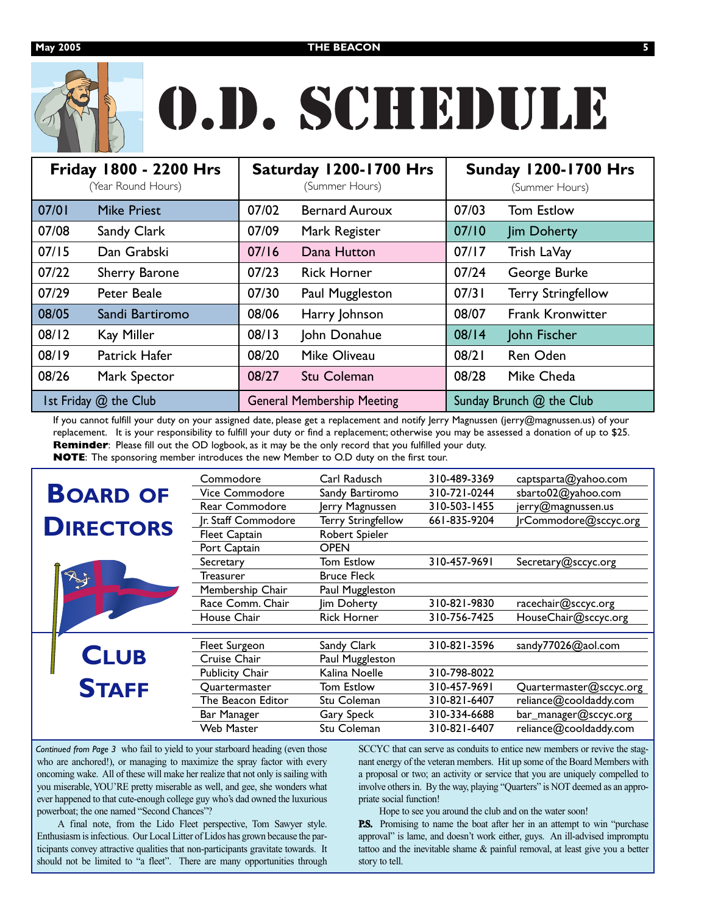# O.D. SCHEDULE

| Friday 1800 - 2200 Hrs (Year Round Hours) | | Saturday 1200-1700 Hrs (Summer Hours) | | Sunday 1200-1700 Hrs (Summer Hours) | |
|---|---|---|---|---|---|
| 07/01 | Mike Priest | 07/02 | Bernard Auroux | 07/03 | Tom Estlow |
| 07/08 | Sandy Clark | 07/09 | Mark Register | 07/10 | Jim Doherty |
| 07/15 | Dan Grabski | 07/16 | Dana Hutton | 07/17 | Trish LaVay |
| 07/22 | Sherry Barone | 07/23 | Rick Horner | 07/24 | George Burke |
| 07/29 | Peter Beale | 07/30 | Paul Muggleston | 07/31 | Terry Stringfellow |
| 08/05 | Sandi Bartiromo | 08/06 | Harry Johnson | 08/07 | Frank Kronwitter |
| 08/12 | Kay Miller | 08/13 | John Donahue | 08/14 | John Fischer |
| 08/19 | Patrick Hafer | 08/20 | Mike Oliveau | 08/21 | Ren Oden |
| 08/26 | Mark Spector | 08/27 | Stu Coleman | 08/28 | Mike Cheda |
| 1st Friday @ the Club | | General Membership Meeting | | Sunday Brunch @ the Club | |

If you cannot fulfill your duty on your assigned date, please get a replacement and notify Jerry Magnussen (jerry@magnussen.us) of your replacement. It is your responsibility to fulfill your duty or find a replacement; otherwise you may be assessed a donation of up to $25.
**Reminder**: Please fill out the OD logbook, as it may be the only record that you fulfilled your duty.
**NOTE**: The sponsoring member introduces the new Member to O.D duty on the first tour.

## BOARD OF DIRECTORS

| Position | Name | Phone | Email |
|---|---|---|---|
| Commodore | Carl Radusch | 310-489-3369 | captsparta@yahoo.com |
| Vice Commodore | Sandy Bartiromo | 310-721-0244 | sbarto02@yahoo.com |
| Rear Commodore | Jerry Magnussen | 310-503-1455 | jerry@magnussen.us |
| Jr. Staff Commodore | Terry Stringfellow | 661-835-9204 | JrCommodore@sccyc.org |
| Fleet Captain | Robert Spieler | | |
| Port Captain | OPEN | | |
| Secretary | Tom Estlow | 310-457-9691 | Secretary@sccyc.org |
| Treasurer | Bruce Fleck | | |
| Membership Chair | Paul Muggleston | | |
| Race Comm. Chair | Jim Doherty | 310-821-9830 | racechair@sccyc.org |
| House Chair | Rick Horner | 310-756-7425 | HouseChair@sccyc.org |

## CLUB STAFF

| Position | Name | Phone | Email |
|---|---|---|---|
| Fleet Surgeon | Sandy Clark | 310-821-3596 | sandy77026@aol.com |
| Cruise Chair | Paul Muggleston | | |
| Publicity Chair | Kalina Noelle | 310-798-8022 | |
| Quartermaster | Tom Estlow | 310-457-9691 | Quartermaster@sccyc.org |
| The Beacon Editor | Stu Coleman | 310-821-6407 | reliance@cooldaddy.com |
| Bar Manager | Gary Speck | 310-334-6688 | bar_manager@sccyc.org |
| Web Master | Stu Coleman | 310-821-6407 | reliance@cooldaddy.com |

*Continued from Page 3* who fail to yield to your starboard heading (even those who are anchored!), or managing to maximize the spray factor with every oncoming wake. All of these will make her realize that not only is sailing with you miserable, YOU'RE pretty miserable as well, and gee, she wonders what ever happened to that cute-enough college guy who's dad owned the luxurious powerboat; the one named "Second Chances"?

A final note, from the Lido Fleet perspective, Tom Sawyer style. Enthusiasm is infectious. Our Local Litter of Lidos has grown because the participants convey attractive qualities that non-participants gravitate towards. It should not be limited to "a fleet". There are many opportunities through SCCYC that can serve as conduits to entice new members or revive the stagnant energy of the veteran members. Hit up some of the Board Members with a proposal or two; an activity or service that you are uniquely compelled to involve others in. By the way, playing "Quarters" is NOT deemed as an appropriate social function!

Hope to see you around the club and on the water soon!

**P.S.** Promising to name the boat after her in an attempt to win "purchase approval" is lame, and doesn't work either, guys. An ill-advised impromptu tattoo and the inevitable shame & painful removal, at least give you a better story to tell.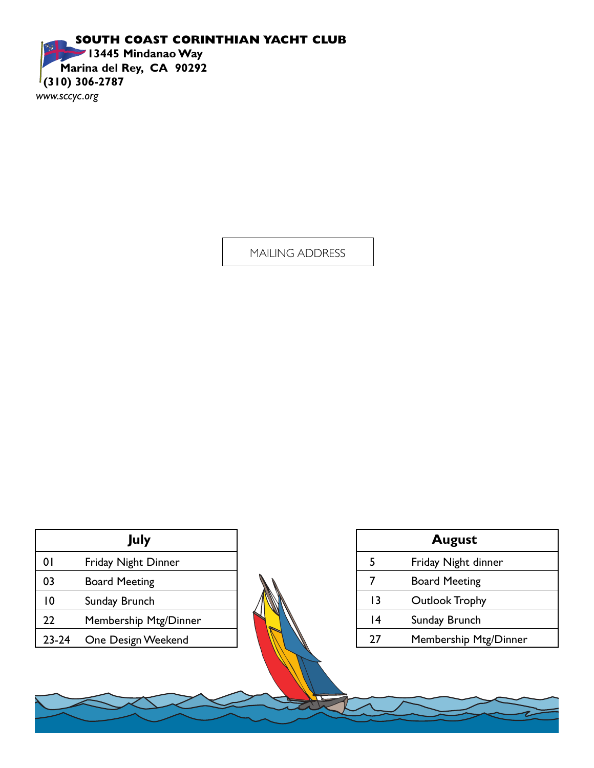**SOUTH COAST CORINTHIAN YACHT CLUB**
**13445 Mindanao Way**
**Marina del Rey, CA 90292**
**(310) 306-2787**
*www.sccyc.org*

MAILING ADDRESS

| **July** | |
|---|---|
| 01 | Friday Night Dinner |
| 03 | Board Meeting |
| 10 | Sunday Brunch |
| 22 | Membership Mtg/Dinner |
| 23-24 | One Design Weekend |

| **August** | |
|---|---|
| 5 | Friday Night dinner |
| 7 | Board Meeting |
| 13 | Outlook Trophy |
| 14 | Sunday Brunch |
| 27 | Membership Mtg/Dinner |